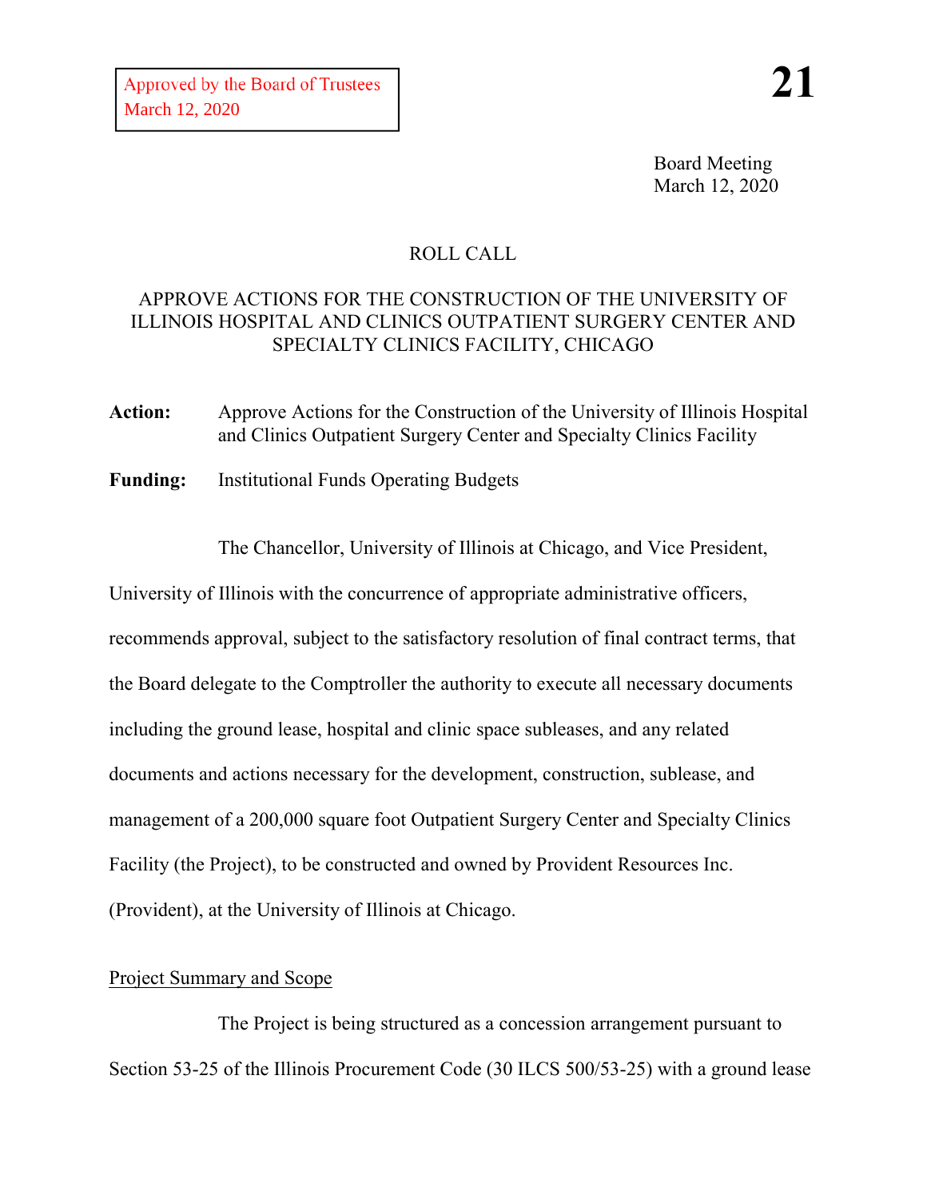Approved by the Board of Trustees
March 12, 2020

**21**

Board Meeting
March 12, 2020

ROLL CALL

APPROVE ACTIONS FOR THE CONSTRUCTION OF THE UNIVERSITY OF ILLINOIS HOSPITAL AND CLINICS OUTPATIENT SURGERY CENTER AND SPECIALTY CLINICS FACILITY, CHICAGO

**Action:** Approve Actions for the Construction of the University of Illinois Hospital and Clinics Outpatient Surgery Center and Specialty Clinics Facility

**Funding:** Institutional Funds Operating Budgets

The Chancellor, University of Illinois at Chicago, and Vice President, University of Illinois with the concurrence of appropriate administrative officers, recommends approval, subject to the satisfactory resolution of final contract terms, that the Board delegate to the Comptroller the authority to execute all necessary documents including the ground lease, hospital and clinic space subleases, and any related documents and actions necessary for the development, construction, sublease, and management of a 200,000 square foot Outpatient Surgery Center and Specialty Clinics Facility (the Project), to be constructed and owned by Provident Resources Inc. (Provident), at the University of Illinois at Chicago.

Project Summary and Scope

The Project is being structured as a concession arrangement pursuant to Section 53-25 of the Illinois Procurement Code (30 ILCS 500/53-25) with a ground lease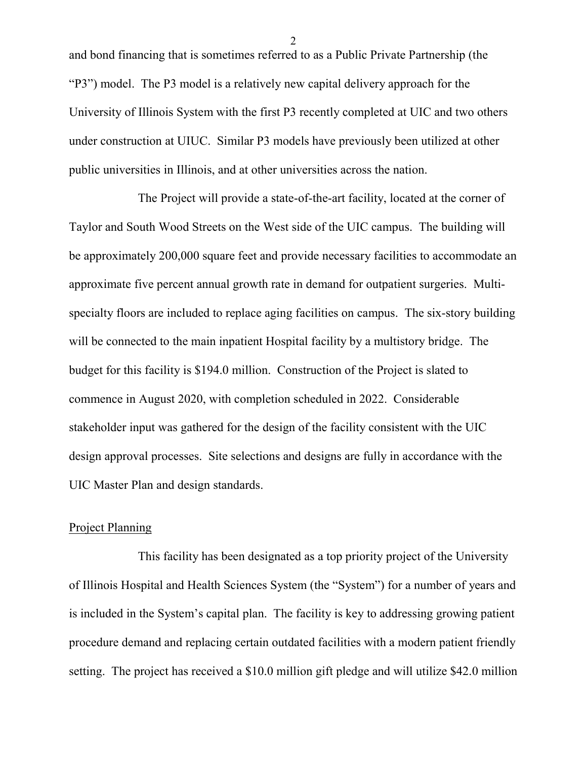and bond financing that is sometimes referred to as a Public Private Partnership (the "P3") model. The P3 model is a relatively new capital delivery approach for the University of Illinois System with the first P3 recently completed at UIC and two others under construction at UIUC. Similar P3 models have previously been utilized at other public universities in Illinois, and at other universities across the nation.

The Project will provide a state-of-the-art facility, located at the corner of Taylor and South Wood Streets on the West side of the UIC campus. The building will be approximately 200,000 square feet and provide necessary facilities to accommodate an approximate five percent annual growth rate in demand for outpatient surgeries. Multi-specialty floors are included to replace aging facilities on campus. The six-story building will be connected to the main inpatient Hospital facility by a multistory bridge. The budget for this facility is $194.0 million. Construction of the Project is slated to commence in August 2020, with completion scheduled in 2022. Considerable stakeholder input was gathered for the design of the facility consistent with the UIC design approval processes. Site selections and designs are fully in accordance with the UIC Master Plan and design standards.

## Project Planning

This facility has been designated as a top priority project of the University of Illinois Hospital and Health Sciences System (the "System") for a number of years and is included in the System's capital plan. The facility is key to addressing growing patient procedure demand and replacing certain outdated facilities with a modern patient friendly setting. The project has received a $10.0 million gift pledge and will utilize $42.0 million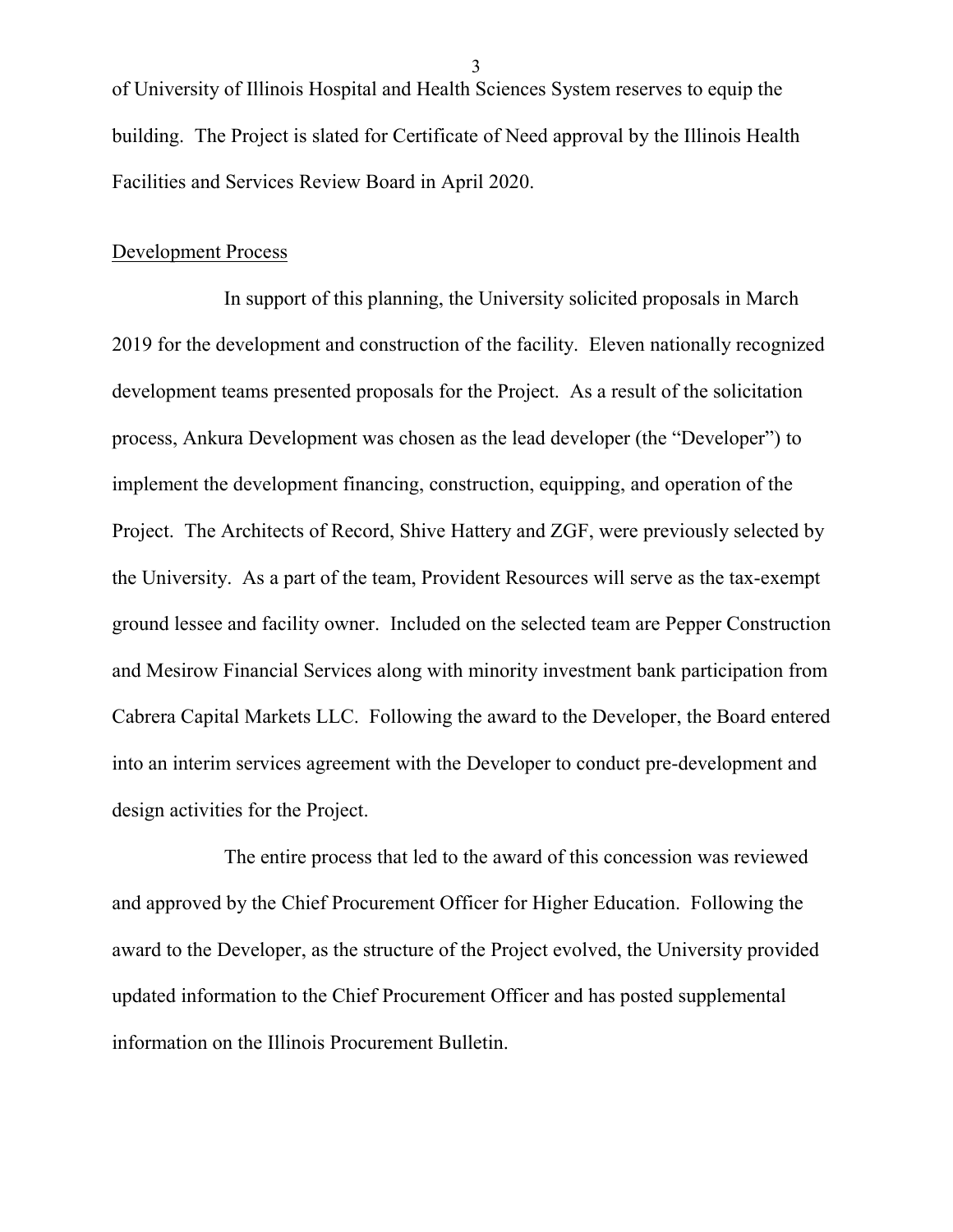of University of Illinois Hospital and Health Sciences System reserves to equip the building. The Project is slated for Certificate of Need approval by the Illinois Health Facilities and Services Review Board in April 2020.

<u>Development Process</u>

In support of this planning, the University solicited proposals in March 2019 for the development and construction of the facility. Eleven nationally recognized development teams presented proposals for the Project. As a result of the solicitation process, Ankura Development was chosen as the lead developer (the "Developer") to implement the development financing, construction, equipping, and operation of the Project. The Architects of Record, Shive Hattery and ZGF, were previously selected by the University. As a part of the team, Provident Resources will serve as the tax-exempt ground lessee and facility owner. Included on the selected team are Pepper Construction and Mesirow Financial Services along with minority investment bank participation from Cabrera Capital Markets LLC. Following the award to the Developer, the Board entered into an interim services agreement with the Developer to conduct pre-development and design activities for the Project.

The entire process that led to the award of this concession was reviewed and approved by the Chief Procurement Officer for Higher Education. Following the award to the Developer, as the structure of the Project evolved, the University provided updated information to the Chief Procurement Officer and has posted supplemental information on the Illinois Procurement Bulletin.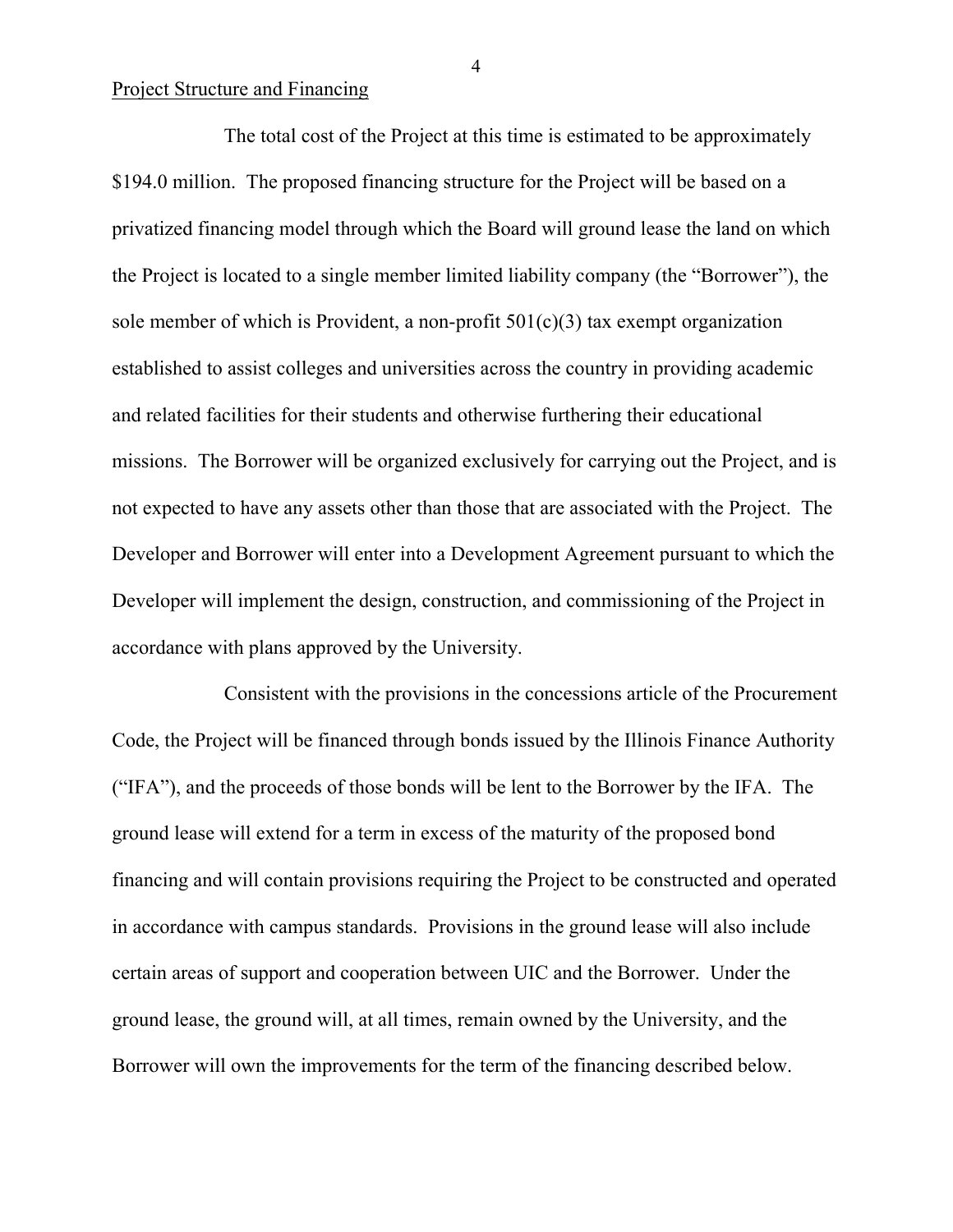Project Structure and Financing

The total cost of the Project at this time is estimated to be approximately $194.0 million. The proposed financing structure for the Project will be based on a privatized financing model through which the Board will ground lease the land on which the Project is located to a single member limited liability company (the "Borrower"), the sole member of which is Provident, a non-profit 501(c)(3) tax exempt organization established to assist colleges and universities across the country in providing academic and related facilities for their students and otherwise furthering their educational missions. The Borrower will be organized exclusively for carrying out the Project, and is not expected to have any assets other than those that are associated with the Project. The Developer and Borrower will enter into a Development Agreement pursuant to which the Developer will implement the design, construction, and commissioning of the Project in accordance with plans approved by the University.

Consistent with the provisions in the concessions article of the Procurement Code, the Project will be financed through bonds issued by the Illinois Finance Authority ("IFA"), and the proceeds of those bonds will be lent to the Borrower by the IFA. The ground lease will extend for a term in excess of the maturity of the proposed bond financing and will contain provisions requiring the Project to be constructed and operated in accordance with campus standards. Provisions in the ground lease will also include certain areas of support and cooperation between UIC and the Borrower. Under the ground lease, the ground will, at all times, remain owned by the University, and the Borrower will own the improvements for the term of the financing described below.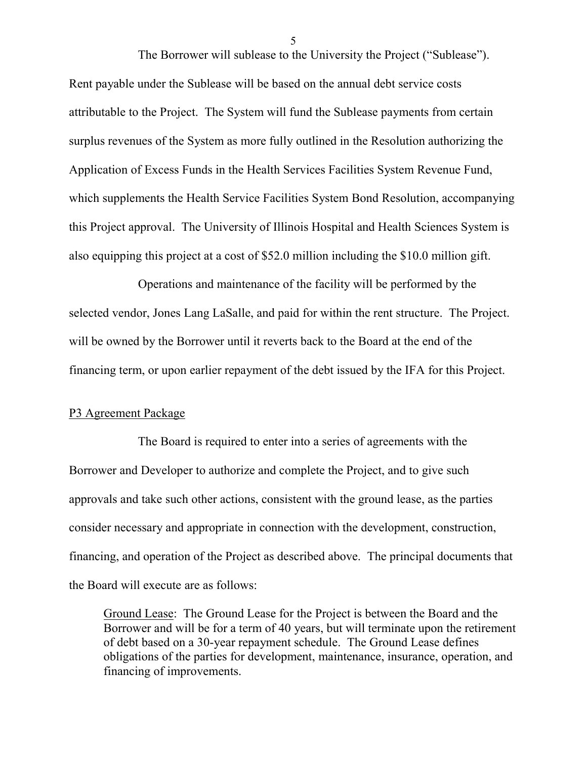The Borrower will sublease to the University the Project ("Sublease"). Rent payable under the Sublease will be based on the annual debt service costs attributable to the Project. The System will fund the Sublease payments from certain surplus revenues of the System as more fully outlined in the Resolution authorizing the Application of Excess Funds in the Health Services Facilities System Revenue Fund, which supplements the Health Service Facilities System Bond Resolution, accompanying this Project approval. The University of Illinois Hospital and Health Sciences System is also equipping this project at a cost of $52.0 million including the $10.0 million gift.

Operations and maintenance of the facility will be performed by the selected vendor, Jones Lang LaSalle, and paid for within the rent structure. The Project. will be owned by the Borrower until it reverts back to the Board at the end of the financing term, or upon earlier repayment of the debt issued by the IFA for this Project.

P3 Agreement Package

The Board is required to enter into a series of agreements with the Borrower and Developer to authorize and complete the Project, and to give such approvals and take such other actions, consistent with the ground lease, as the parties consider necessary and appropriate in connection with the development, construction, financing, and operation of the Project as described above. The principal documents that the Board will execute are as follows:

> Ground Lease: The Ground Lease for the Project is between the Board and the Borrower and will be for a term of 40 years, but will terminate upon the retirement of debt based on a 30-year repayment schedule. The Ground Lease defines obligations of the parties for development, maintenance, insurance, operation, and financing of improvements.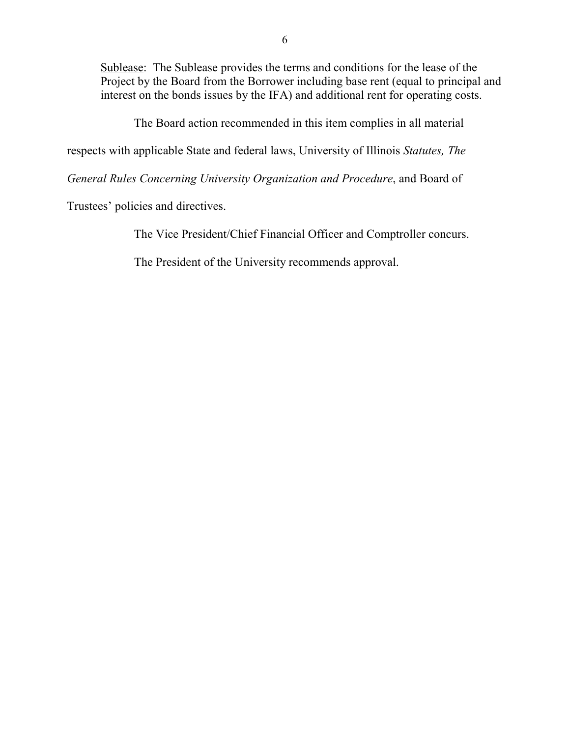<u>Sublease</u>: The Sublease provides the terms and conditions for the lease of the Project by the Board from the Borrower including base rent (equal to principal and interest on the bonds issues by the IFA) and additional rent for operating costs.

The Board action recommended in this item complies in all material respects with applicable State and federal laws, University of Illinois *Statutes, The General Rules Concerning University Organization and Procedure*, and Board of Trustees' policies and directives.

The Vice President/Chief Financial Officer and Comptroller concurs.

The President of the University recommends approval.